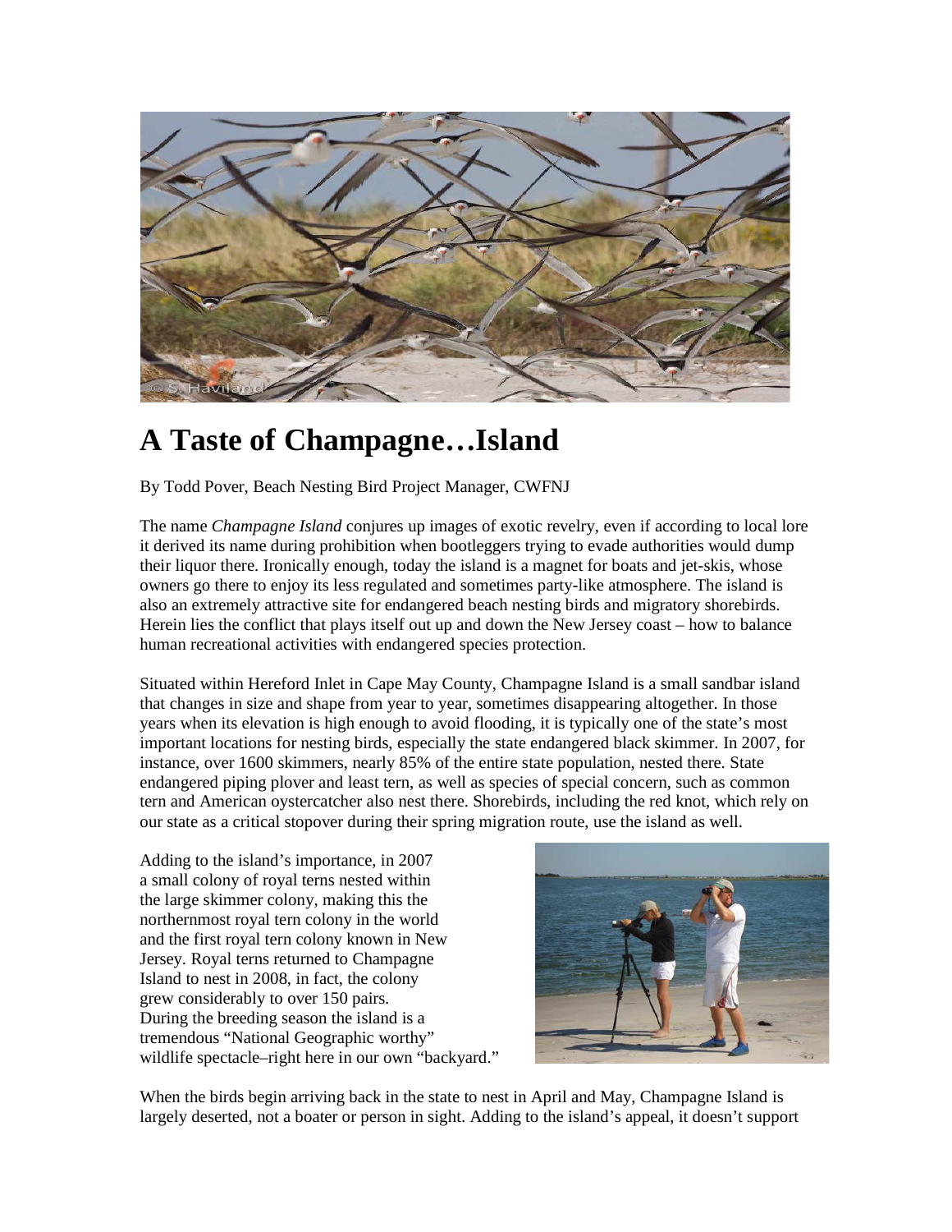# A Taste of Champagne…Island

By Todd Pover, Beach Nesting Bird Project Manager, CWFNJ

The name *Champagne Island* conjures up images of exotic revelry, even if according to local lore it derived its name during prohibition when bootleggers trying to evade authorities would dump their liquor there. Ironically enough, today the island is a magnet for boats and jet-skis, whose owners go there to enjoy its less regulated and sometimes party-like atmosphere. The island is also an extremely attractive site for endangered beach nesting birds and migratory shorebirds. Herein lies the conflict that plays itself out up and down the New Jersey coast – how to balance human recreational activities with endangered species protection.

Situated within Hereford Inlet in Cape May County, Champagne Island is a small sandbar island that changes in size and shape from year to year, sometimes disappearing altogether. In those years when its elevation is high enough to avoid flooding, it is typically one of the state's most important locations for nesting birds, especially the state endangered black skimmer. In 2007, for instance, over 1600 skimmers, nearly 85% of the entire state population, nested there. State endangered piping plover and least tern, as well as species of special concern, such as common tern and American oystercatcher also nest there. Shorebirds, including the red knot, which rely on our state as a critical stopover during their spring migration route, use the island as well.

Adding to the island's importance, in 2007 a small colony of royal terns nested within the large skimmer colony, making this the northernmost royal tern colony in the world and the first royal tern colony known in New Jersey. Royal terns returned to Champagne Island to nest in 2008, in fact, the colony grew considerably to over 150 pairs. During the breeding season the island is a tremendous "National Geographic worthy" wildlife spectacle–right here in our own "backyard."

When the birds begin arriving back in the state to nest in April and May, Champagne Island is largely deserted, not a boater or person in sight. Adding to the island's appeal, it doesn't support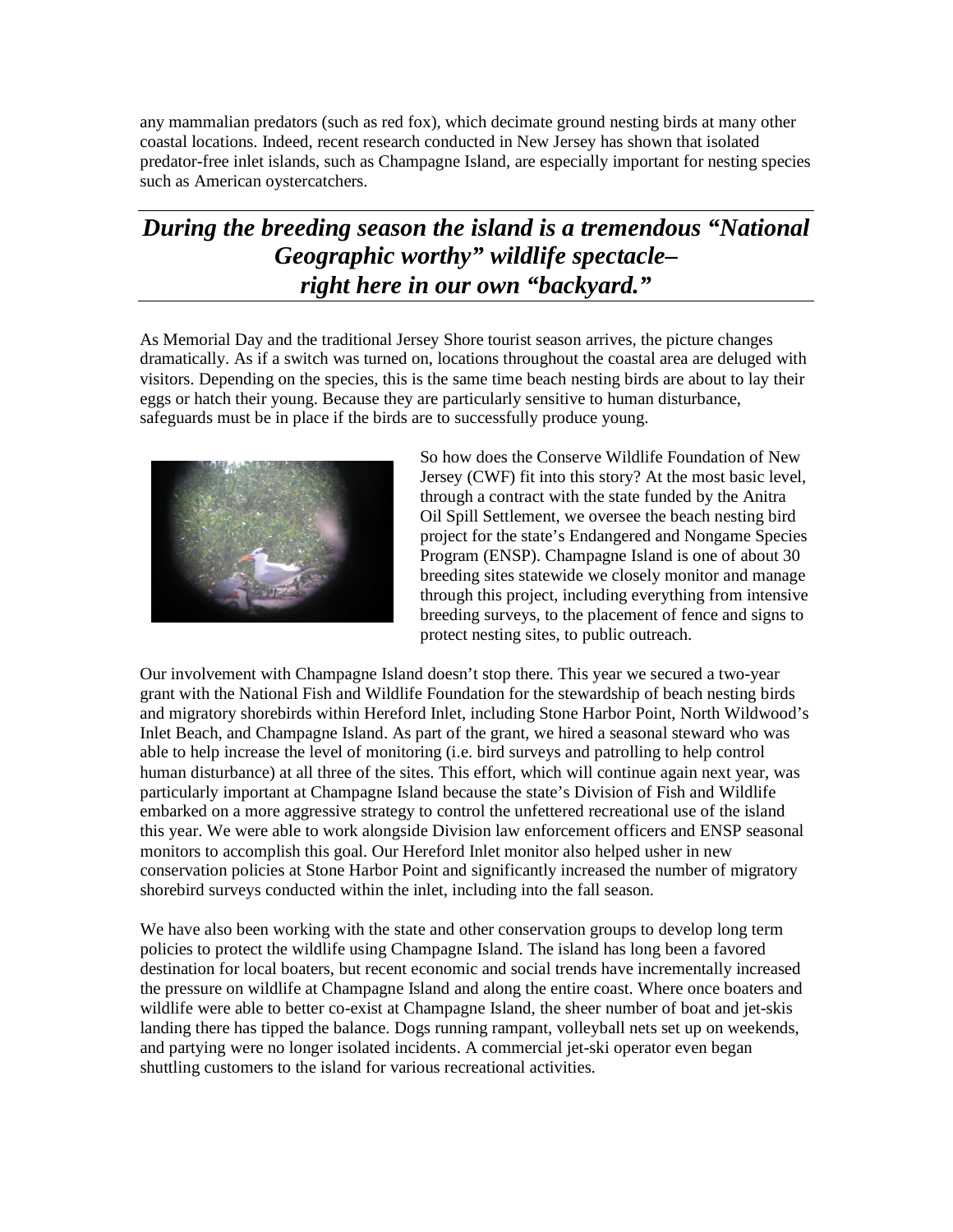any mammalian predators (such as red fox), which decimate ground nesting birds at many other coastal locations. Indeed, recent research conducted in New Jersey has shown that isolated predator-free inlet islands, such as Champagne Island, are especially important for nesting species such as American oystercatchers.

***During the breeding season the island is a tremendous "National Geographic worthy" wildlife spectacle– right here in our own "backyard."***

As Memorial Day and the traditional Jersey Shore tourist season arrives, the picture changes dramatically. As if a switch was turned on, locations throughout the coastal area are deluged with visitors. Depending on the species, this is the same time beach nesting birds are about to lay their eggs or hatch their young. Because they are particularly sensitive to human disturbance, safeguards must be in place if the birds are to successfully produce young.

So how does the Conserve Wildlife Foundation of New Jersey (CWF) fit into this story? At the most basic level, through a contract with the state funded by the Anitra Oil Spill Settlement, we oversee the beach nesting bird project for the state's Endangered and Nongame Species Program (ENSP). Champagne Island is one of about 30 breeding sites statewide we closely monitor and manage through this project, including everything from intensive breeding surveys, to the placement of fence and signs to protect nesting sites, to public outreach.

Our involvement with Champagne Island doesn't stop there. This year we secured a two-year grant with the National Fish and Wildlife Foundation for the stewardship of beach nesting birds and migratory shorebirds within Hereford Inlet, including Stone Harbor Point, North Wildwood's Inlet Beach, and Champagne Island. As part of the grant, we hired a seasonal steward who was able to help increase the level of monitoring (i.e. bird surveys and patrolling to help control human disturbance) at all three of the sites. This effort, which will continue again next year, was particularly important at Champagne Island because the state's Division of Fish and Wildlife embarked on a more aggressive strategy to control the unfettered recreational use of the island this year. We were able to work alongside Division law enforcement officers and ENSP seasonal monitors to accomplish this goal. Our Hereford Inlet monitor also helped usher in new conservation policies at Stone Harbor Point and significantly increased the number of migratory shorebird surveys conducted within the inlet, including into the fall season.

We have also been working with the state and other conservation groups to develop long term policies to protect the wildlife using Champagne Island. The island has long been a favored destination for local boaters, but recent economic and social trends have incrementally increased the pressure on wildlife at Champagne Island and along the entire coast. Where once boaters and wildlife were able to better co-exist at Champagne Island, the sheer number of boat and jet-skis landing there has tipped the balance. Dogs running rampant, volleyball nets set up on weekends, and partying were no longer isolated incidents. A commercial jet-ski operator even began shuttling customers to the island for various recreational activities.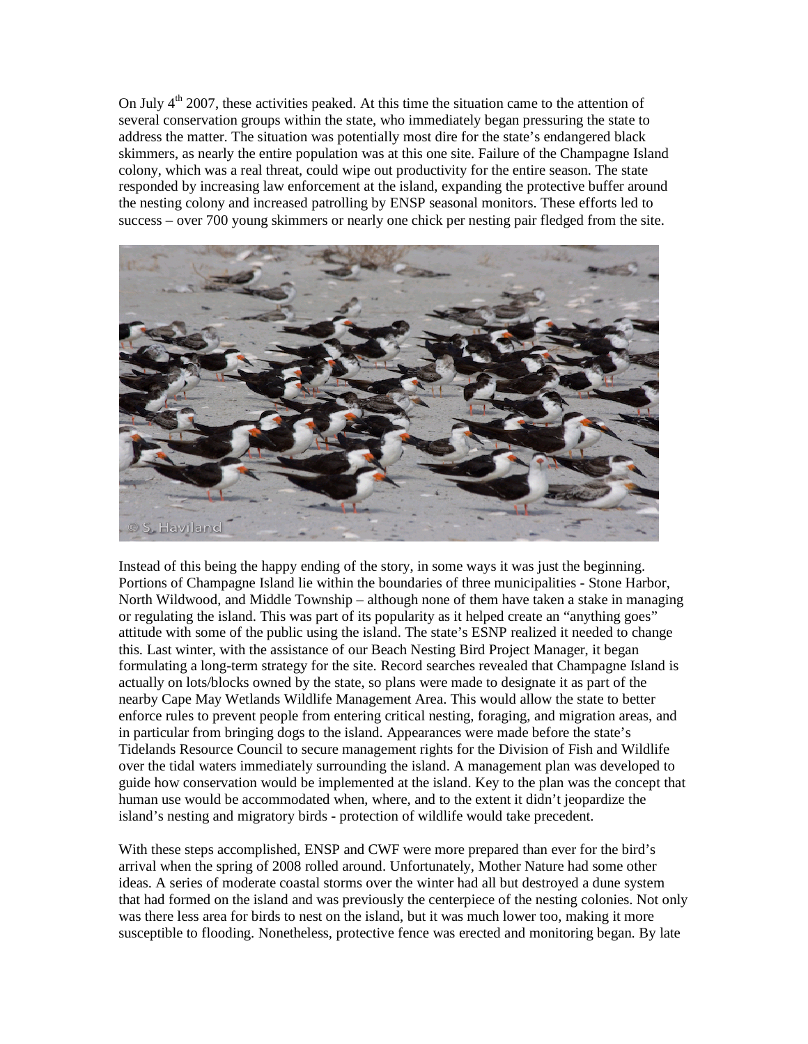On July 4th 2007, these activities peaked. At this time the situation came to the attention of several conservation groups within the state, who immediately began pressuring the state to address the matter. The situation was potentially most dire for the state's endangered black skimmers, as nearly the entire population was at this one site. Failure of the Champagne Island colony, which was a real threat, could wipe out productivity for the entire season. The state responded by increasing law enforcement at the island, expanding the protective buffer around the nesting colony and increased patrolling by ENSP seasonal monitors. These efforts led to success – over 700 young skimmers or nearly one chick per nesting pair fledged from the site.

Instead of this being the happy ending of the story, in some ways it was just the beginning. Portions of Champagne Island lie within the boundaries of three municipalities - Stone Harbor, North Wildwood, and Middle Township – although none of them have taken a stake in managing or regulating the island. This was part of its popularity as it helped create an "anything goes" attitude with some of the public using the island. The state's ESNP realized it needed to change this. Last winter, with the assistance of our Beach Nesting Bird Project Manager, it began formulating a long-term strategy for the site. Record searches revealed that Champagne Island is actually on lots/blocks owned by the state, so plans were made to designate it as part of the nearby Cape May Wetlands Wildlife Management Area. This would allow the state to better enforce rules to prevent people from entering critical nesting, foraging, and migration areas, and in particular from bringing dogs to the island. Appearances were made before the state's Tidelands Resource Council to secure management rights for the Division of Fish and Wildlife over the tidal waters immediately surrounding the island. A management plan was developed to guide how conservation would be implemented at the island. Key to the plan was the concept that human use would be accommodated when, where, and to the extent it didn't jeopardize the island's nesting and migratory birds - protection of wildlife would take precedent.

With these steps accomplished, ENSP and CWF were more prepared than ever for the bird's arrival when the spring of 2008 rolled around. Unfortunately, Mother Nature had some other ideas. A series of moderate coastal storms over the winter had all but destroyed a dune system that had formed on the island and was previously the centerpiece of the nesting colonies. Not only was there less area for birds to nest on the island, but it was much lower too, making it more susceptible to flooding. Nonetheless, protective fence was erected and monitoring began. By late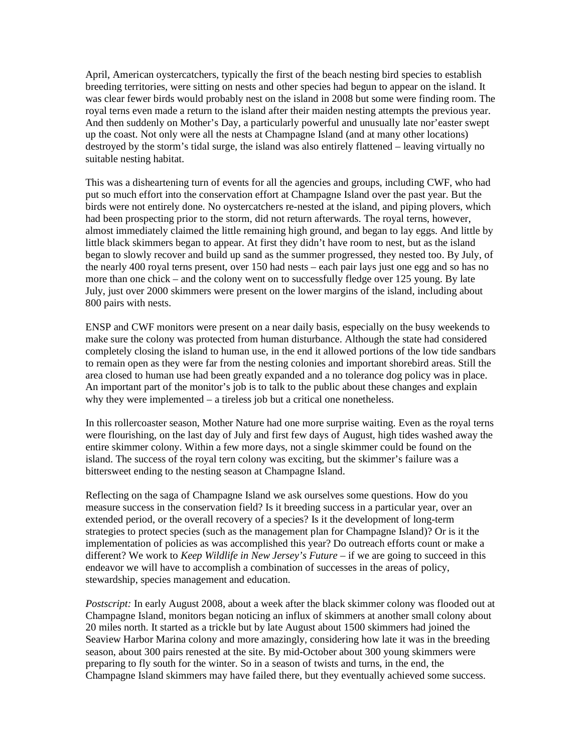April, American oystercatchers, typically the first of the beach nesting bird species to establish breeding territories, were sitting on nests and other species had begun to appear on the island. It was clear fewer birds would probably nest on the island in 2008 but some were finding room. The royal terns even made a return to the island after their maiden nesting attempts the previous year. And then suddenly on Mother's Day, a particularly powerful and unusually late nor'easter swept up the coast. Not only were all the nests at Champagne Island (and at many other locations) destroyed by the storm's tidal surge, the island was also entirely flattened – leaving virtually no suitable nesting habitat.

This was a disheartening turn of events for all the agencies and groups, including CWF, who had put so much effort into the conservation effort at Champagne Island over the past year. But the birds were not entirely done. No oystercatchers re-nested at the island, and piping plovers, which had been prospecting prior to the storm, did not return afterwards. The royal terns, however, almost immediately claimed the little remaining high ground, and began to lay eggs. And little by little black skimmers began to appear. At first they didn't have room to nest, but as the island began to slowly recover and build up sand as the summer progressed, they nested too. By July, of the nearly 400 royal terns present, over 150 had nests – each pair lays just one egg and so has no more than one chick – and the colony went on to successfully fledge over 125 young. By late July, just over 2000 skimmers were present on the lower margins of the island, including about 800 pairs with nests.

ENSP and CWF monitors were present on a near daily basis, especially on the busy weekends to make sure the colony was protected from human disturbance. Although the state had considered completely closing the island to human use, in the end it allowed portions of the low tide sandbars to remain open as they were far from the nesting colonies and important shorebird areas. Still the area closed to human use had been greatly expanded and a no tolerance dog policy was in place. An important part of the monitor's job is to talk to the public about these changes and explain why they were implemented – a tireless job but a critical one nonetheless.

In this rollercoaster season, Mother Nature had one more surprise waiting. Even as the royal terns were flourishing, on the last day of July and first few days of August, high tides washed away the entire skimmer colony. Within a few more days, not a single skimmer could be found on the island. The success of the royal tern colony was exciting, but the skimmer's failure was a bittersweet ending to the nesting season at Champagne Island.

Reflecting on the saga of Champagne Island we ask ourselves some questions. How do you measure success in the conservation field? Is it breeding success in a particular year, over an extended period, or the overall recovery of a species? Is it the development of long-term strategies to protect species (such as the management plan for Champagne Island)? Or is it the implementation of policies as was accomplished this year? Do outreach efforts count or make a different? We work to *Keep Wildlife in New Jersey's Future* – if we are going to succeed in this endeavor we will have to accomplish a combination of successes in the areas of policy, stewardship, species management and education.

*Postscript:* In early August 2008, about a week after the black skimmer colony was flooded out at Champagne Island, monitors began noticing an influx of skimmers at another small colony about 20 miles north. It started as a trickle but by late August about 1500 skimmers had joined the Seaview Harbor Marina colony and more amazingly, considering how late it was in the breeding season, about 300 pairs renested at the site. By mid-October about 300 young skimmers were preparing to fly south for the winter. So in a season of twists and turns, in the end, the Champagne Island skimmers may have failed there, but they eventually achieved some success.